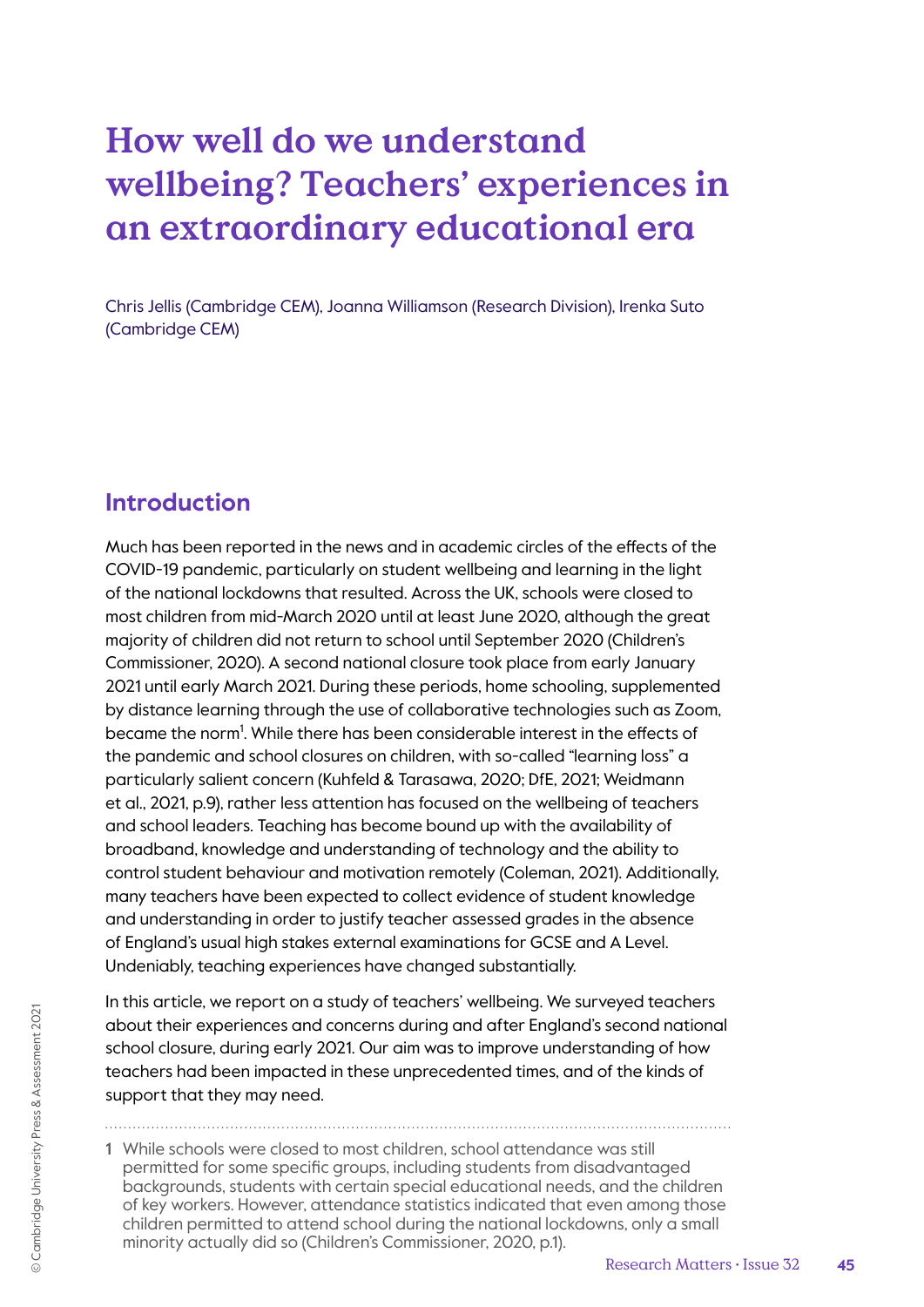# How well do we understand wellbeing? Teachers' experiences in an extraordinary educational era

Chris Jellis (Cambridge CEM), Joanna Williamson (Research Division), Irenka Suto (Cambridge CEM)

## Introduction

Much has been reported in the news and in academic circles of the effects of the COVID-19 pandemic, particularly on student wellbeing and learning in the light of the national lockdowns that resulted. Across the UK, schools were closed to most children from mid-March 2020 until at least June 2020, although the great majority of children did not return to school until September 2020 (Children's Commissioner, 2020). A second national closure took place from early January 2021 until early March 2021. During these periods, home schooling, supplemented by distance learning through the use of collaborative technologies such as Zoom, became the norm[1]. While there has been considerable interest in the effects of the pandemic and school closures on children, with so-called "learning loss" a particularly salient concern (Kuhfeld & Tarasawa, 2020; DfE, 2021; Weidmann et al., 2021, p.9), rather less attention has focused on the wellbeing of teachers and school leaders. Teaching has become bound up with the availability of broadband, knowledge and understanding of technology and the ability to control student behaviour and motivation remotely (Coleman, 2021). Additionally, many teachers have been expected to collect evidence of student knowledge and understanding in order to justify teacher assessed grades in the absence of England's usual high stakes external examinations for GCSE and A Level. Undeniably, teaching experiences have changed substantially.

In this article, we report on a study of teachers' wellbeing. We surveyed teachers about their experiences and concerns during and after England's second national school closure, during early 2021. Our aim was to improve understanding of how teachers had been impacted in these unprecedented times, and of the kinds of support that they may need.

---

1 While schools were closed to most children, school attendance was still permitted for some specific groups, including students from disadvantaged backgrounds, students with certain special educational needs, and the children of key workers. However, attendance statistics indicated that even among those children permitted to attend school during the national lockdowns, only a small minority actually did so (Children's Commissioner, 2020, p.1).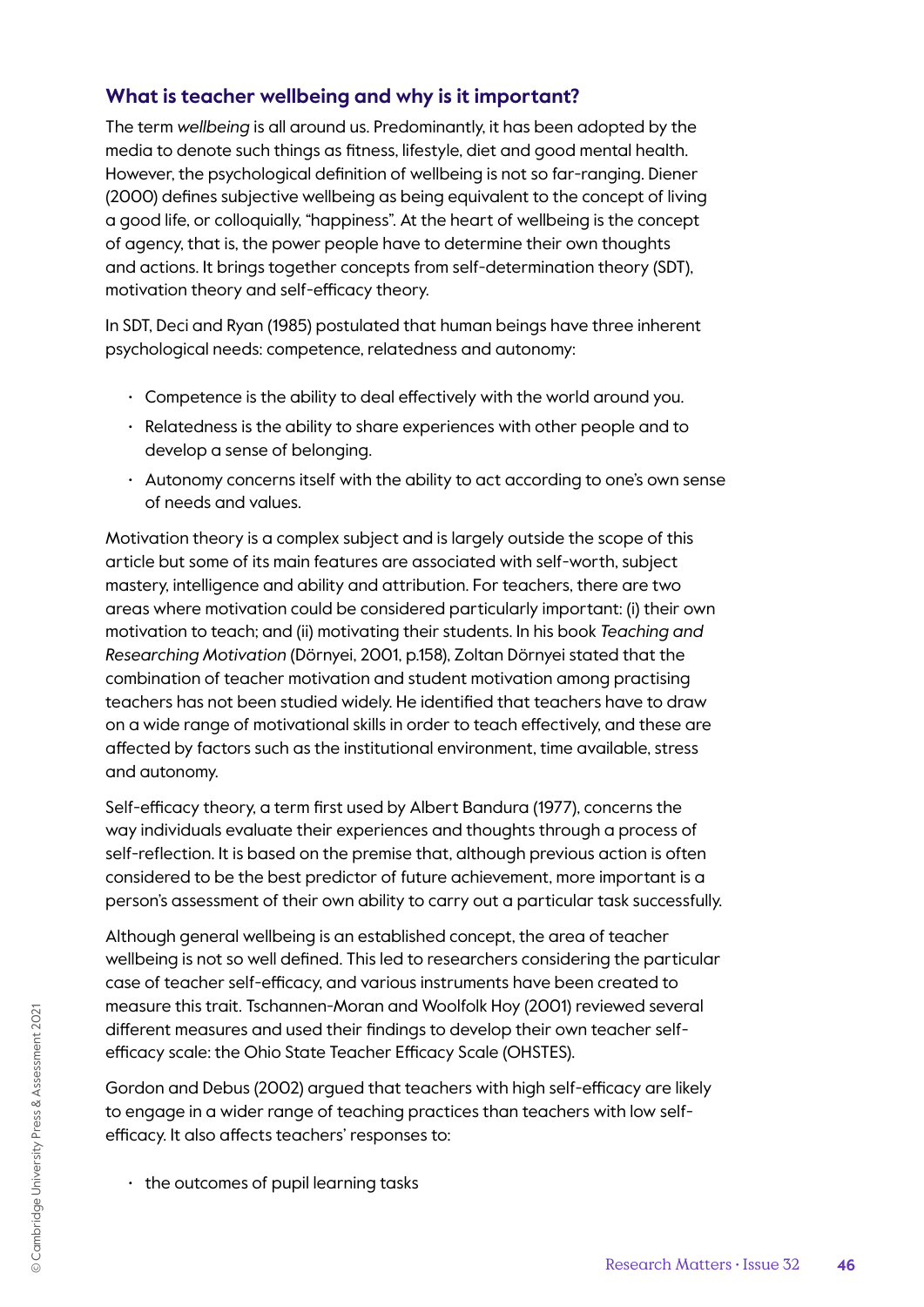## What is teacher wellbeing and why is it important?

The term *wellbeing* is all around us. Predominantly, it has been adopted by the media to denote such things as fitness, lifestyle, diet and good mental health. However, the psychological definition of wellbeing is not so far-ranging. Diener (2000) defines subjective wellbeing as being equivalent to the concept of living a good life, or colloquially, "happiness". At the heart of wellbeing is the concept of agency, that is, the power people have to determine their own thoughts and actions. It brings together concepts from self-determination theory (SDT), motivation theory and self-efficacy theory.

In SDT, Deci and Ryan (1985) postulated that human beings have three inherent psychological needs: competence, relatedness and autonomy:

- Competence is the ability to deal effectively with the world around you.
- Relatedness is the ability to share experiences with other people and to develop a sense of belonging.
- Autonomy concerns itself with the ability to act according to one's own sense of needs and values.

Motivation theory is a complex subject and is largely outside the scope of this article but some of its main features are associated with self-worth, subject mastery, intelligence and ability and attribution. For teachers, there are two areas where motivation could be considered particularly important: (i) their own motivation to teach; and (ii) motivating their students. In his book *Teaching and Researching Motivation* (Dörnyei, 2001, p.158), Zoltan Dörnyei stated that the combination of teacher motivation and student motivation among practising teachers has not been studied widely. He identified that teachers have to draw on a wide range of motivational skills in order to teach effectively, and these are affected by factors such as the institutional environment, time available, stress and autonomy.

Self-efficacy theory, a term first used by Albert Bandura (1977), concerns the way individuals evaluate their experiences and thoughts through a process of self-reflection. It is based on the premise that, although previous action is often considered to be the best predictor of future achievement, more important is a person's assessment of their own ability to carry out a particular task successfully.

Although general wellbeing is an established concept, the area of teacher wellbeing is not so well defined. This led to researchers considering the particular case of teacher self-efficacy, and various instruments have been created to measure this trait. Tschannen-Moran and Woolfolk Hoy (2001) reviewed several different measures and used their findings to develop their own teacher self-efficacy scale: the Ohio State Teacher Efficacy Scale (OHSTES).

Gordon and Debus (2002) argued that teachers with high self-efficacy are likely to engage in a wider range of teaching practices than teachers with low self-efficacy. It also affects teachers' responses to:

- the outcomes of pupil learning tasks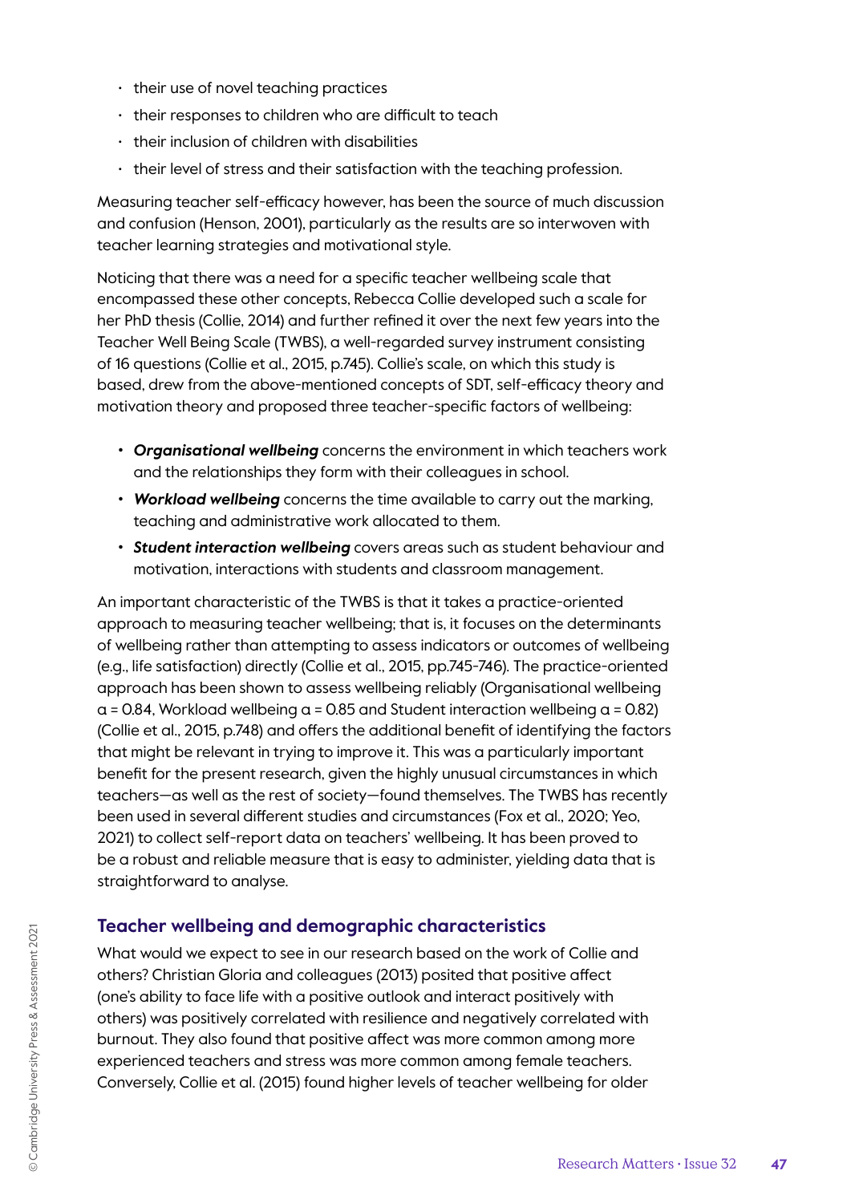- their use of novel teaching practices
- their responses to children who are difficult to teach
- their inclusion of children with disabilities
- their level of stress and their satisfaction with the teaching profession.

Measuring teacher self-efficacy however, has been the source of much discussion and confusion (Henson, 2001), particularly as the results are so interwoven with teacher learning strategies and motivational style.

Noticing that there was a need for a specific teacher wellbeing scale that encompassed these other concepts, Rebecca Collie developed such a scale for her PhD thesis (Collie, 2014) and further refined it over the next few years into the Teacher Well Being Scale (TWBS), a well-regarded survey instrument consisting of 16 questions (Collie et al., 2015, p.745). Collie's scale, on which this study is based, drew from the above-mentioned concepts of SDT, self-efficacy theory and motivation theory and proposed three teacher-specific factors of wellbeing:

- ***Organisational wellbeing*** concerns the environment in which teachers work and the relationships they form with their colleagues in school.
- ***Workload wellbeing*** concerns the time available to carry out the marking, teaching and administrative work allocated to them.
- ***Student interaction wellbeing*** covers areas such as student behaviour and motivation, interactions with students and classroom management.

An important characteristic of the TWBS is that it takes a practice-oriented approach to measuring teacher wellbeing; that is, it focuses on the determinants of wellbeing rather than attempting to assess indicators or outcomes of wellbeing (e.g., life satisfaction) directly (Collie et al., 2015, pp.745-746). The practice-oriented approach has been shown to assess wellbeing reliably (Organisational wellbeing $\alpha = 0.84$, Workload wellbeing $\alpha = 0.85$ and Student interaction wellbeing $\alpha = 0.82$) (Collie et al., 2015, p.748) and offers the additional benefit of identifying the factors that might be relevant in trying to improve it. This was a particularly important benefit for the present research, given the highly unusual circumstances in which teachers—as well as the rest of society—found themselves. The TWBS has recently been used in several different studies and circumstances (Fox et al., 2020; Yeo, 2021) to collect self-report data on teachers' wellbeing. It has been proved to be a robust and reliable measure that is easy to administer, yielding data that is straightforward to analyse.

## Teacher wellbeing and demographic characteristics

What would we expect to see in our research based on the work of Collie and others? Christian Gloria and colleagues (2013) posited that positive affect (one's ability to face life with a positive outlook and interact positively with others) was positively correlated with resilience and negatively correlated with burnout. They also found that positive affect was more common among more experienced teachers and stress was more common among female teachers. Conversely, Collie et al. (2015) found higher levels of teacher wellbeing for older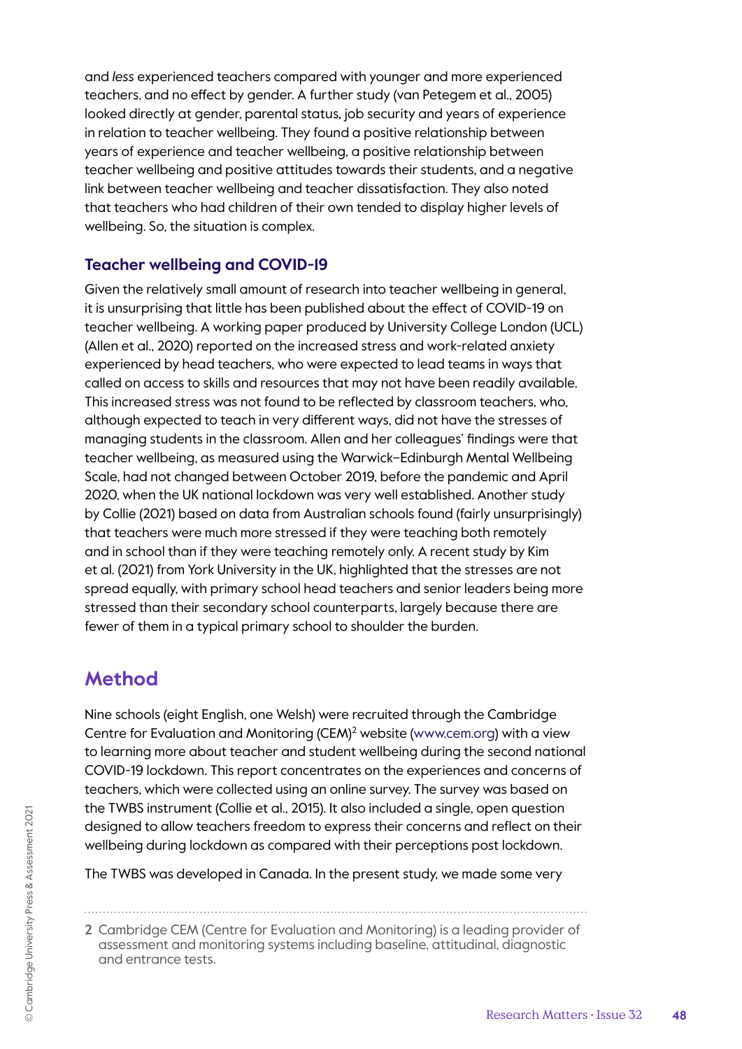and *less* experienced teachers compared with younger and more experienced teachers, and no effect by gender. A further study (van Petegem et al., 2005) looked directly at gender, parental status, job security and years of experience in relation to teacher wellbeing. They found a positive relationship between years of experience and teacher wellbeing, a positive relationship between teacher wellbeing and positive attitudes towards their students, and a negative link between teacher wellbeing and teacher dissatisfaction. They also noted that teachers who had children of their own tended to display higher levels of wellbeing. So, the situation is complex.

### Teacher wellbeing and COVID-19

Given the relatively small amount of research into teacher wellbeing in general, it is unsurprising that little has been published about the effect of COVID-19 on teacher wellbeing. A working paper produced by University College London (UCL) (Allen et al., 2020) reported on the increased stress and work-related anxiety experienced by head teachers, who were expected to lead teams in ways that called on access to skills and resources that may not have been readily available. This increased stress was not found to be reflected by classroom teachers, who, although expected to teach in very different ways, did not have the stresses of managing students in the classroom. Allen and her colleagues' findings were that teacher wellbeing, as measured using the Warwick–Edinburgh Mental Wellbeing Scale, had not changed between October 2019, before the pandemic and April 2020, when the UK national lockdown was very well established. Another study by Collie (2021) based on data from Australian schools found (fairly unsurprisingly) that teachers were much more stressed if they were teaching both remotely and in school than if they were teaching remotely only. A recent study by Kim et al. (2021) from York University in the UK, highlighted that the stresses are not spread equally, with primary school head teachers and senior leaders being more stressed than their secondary school counterparts, largely because there are fewer of them in a typical primary school to shoulder the burden.

## Method

Nine schools (eight English, one Welsh) were recruited through the Cambridge Centre for Evaluation and Monitoring (CEM)[2] website (www.cem.org) with a view to learning more about teacher and student wellbeing during the second national COVID-19 lockdown. This report concentrates on the experiences and concerns of teachers, which were collected using an online survey. The survey was based on the TWBS instrument (Collie et al., 2015). It also included a single, open question designed to allow teachers freedom to express their concerns and reflect on their wellbeing during lockdown as compared with their perceptions post lockdown.

The TWBS was developed in Canada. In the present study, we made some very

2 Cambridge CEM (Centre for Evaluation and Monitoring) is a leading provider of assessment and monitoring systems including baseline, attitudinal, diagnostic and entrance tests.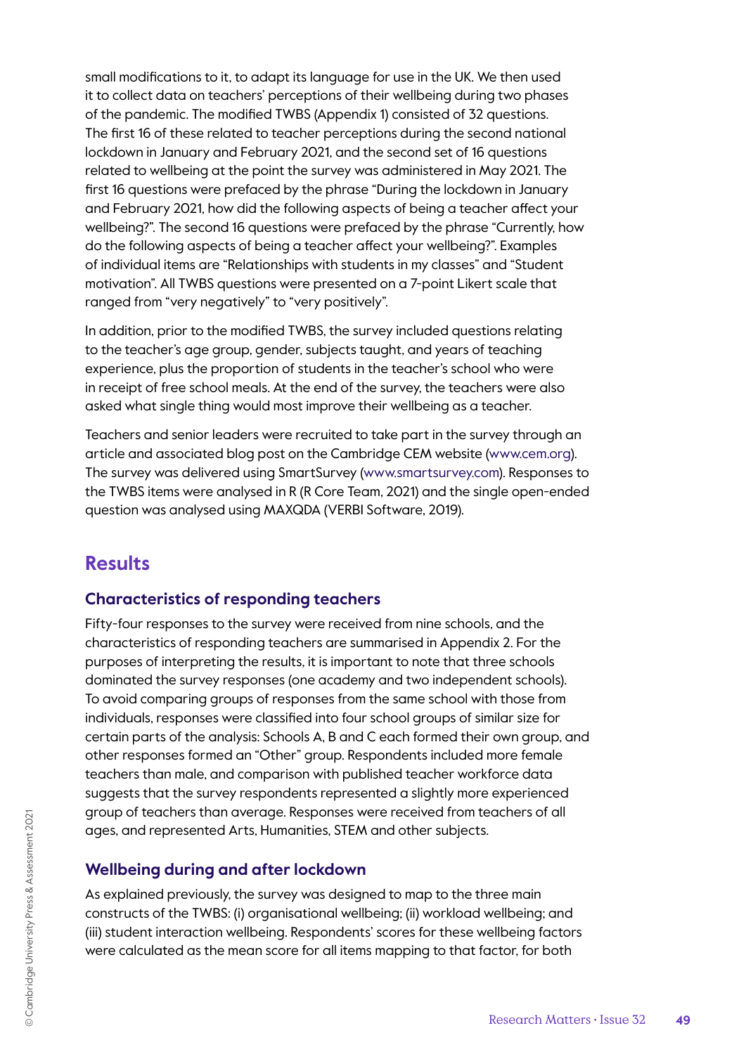small modifications to it, to adapt its language for use in the UK. We then used it to collect data on teachers' perceptions of their wellbeing during two phases of the pandemic. The modified TWBS (Appendix 1) consisted of 32 questions. The first 16 of these related to teacher perceptions during the second national lockdown in January and February 2021, and the second set of 16 questions related to wellbeing at the point the survey was administered in May 2021. The first 16 questions were prefaced by the phrase "During the lockdown in January and February 2021, how did the following aspects of being a teacher affect your wellbeing?". The second 16 questions were prefaced by the phrase "Currently, how do the following aspects of being a teacher affect your wellbeing?". Examples of individual items are "Relationships with students in my classes" and "Student motivation". All TWBS questions were presented on a 7-point Likert scale that ranged from "very negatively" to "very positively".

In addition, prior to the modified TWBS, the survey included questions relating to the teacher's age group, gender, subjects taught, and years of teaching experience, plus the proportion of students in the teacher's school who were in receipt of free school meals. At the end of the survey, the teachers were also asked what single thing would most improve their wellbeing as a teacher.

Teachers and senior leaders were recruited to take part in the survey through an article and associated blog post on the Cambridge CEM website (www.cem.org). The survey was delivered using SmartSurvey (www.smartsurvey.com). Responses to the TWBS items were analysed in R (R Core Team, 2021) and the single open-ended question was analysed using MAXQDA (VERBI Software, 2019).

## Results

### Characteristics of responding teachers

Fifty-four responses to the survey were received from nine schools, and the characteristics of responding teachers are summarised in Appendix 2. For the purposes of interpreting the results, it is important to note that three schools dominated the survey responses (one academy and two independent schools). To avoid comparing groups of responses from the same school with those from individuals, responses were classified into four school groups of similar size for certain parts of the analysis: Schools A, B and C each formed their own group, and other responses formed an "Other" group. Respondents included more female teachers than male, and comparison with published teacher workforce data suggests that the survey respondents represented a slightly more experienced group of teachers than average. Responses were received from teachers of all ages, and represented Arts, Humanities, STEM and other subjects.

### Wellbeing during and after lockdown

As explained previously, the survey was designed to map to the three main constructs of the TWBS: (i) organisational wellbeing; (ii) workload wellbeing; and (iii) student interaction wellbeing. Respondents' scores for these wellbeing factors were calculated as the mean score for all items mapping to that factor, for both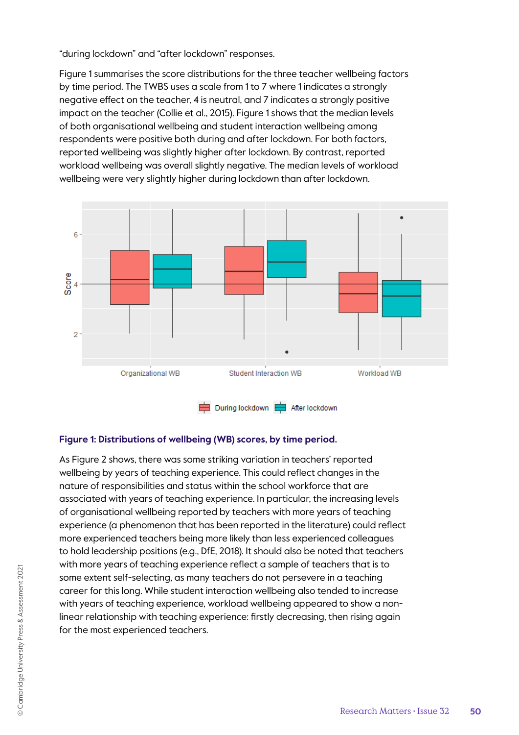"during lockdown" and "after lockdown" responses.

Figure 1 summarises the score distributions for the three teacher wellbeing factors by time period. The TWBS uses a scale from 1 to 7 where 1 indicates a strongly negative effect on the teacher, 4 is neutral, and 7 indicates a strongly positive impact on the teacher (Collie et al., 2015). Figure 1 shows that the median levels of both organisational wellbeing and student interaction wellbeing among respondents were positive both during and after lockdown. For both factors, reported wellbeing was slightly higher after lockdown. By contrast, reported workload wellbeing was overall slightly negative. The median levels of workload wellbeing were very slightly higher during lockdown than after lockdown.

**Figure 1: Distributions of wellbeing (WB) scores, by time period.**

As Figure 2 shows, there was some striking variation in teachers' reported wellbeing by years of teaching experience. This could reflect changes in the nature of responsibilities and status within the school workforce that are associated with years of teaching experience. In particular, the increasing levels of organisational wellbeing reported by teachers with more years of teaching experience (a phenomenon that has been reported in the literature) could reflect more experienced teachers being more likely than less experienced colleagues to hold leadership positions (e.g., DfE, 2018). It should also be noted that teachers with more years of teaching experience reflect a sample of teachers that is to some extent self-selecting, as many teachers do not persevere in a teaching career for this long. While student interaction wellbeing also tended to increase with years of teaching experience, workload wellbeing appeared to show a non-linear relationship with teaching experience: firstly decreasing, then rising again for the most experienced teachers.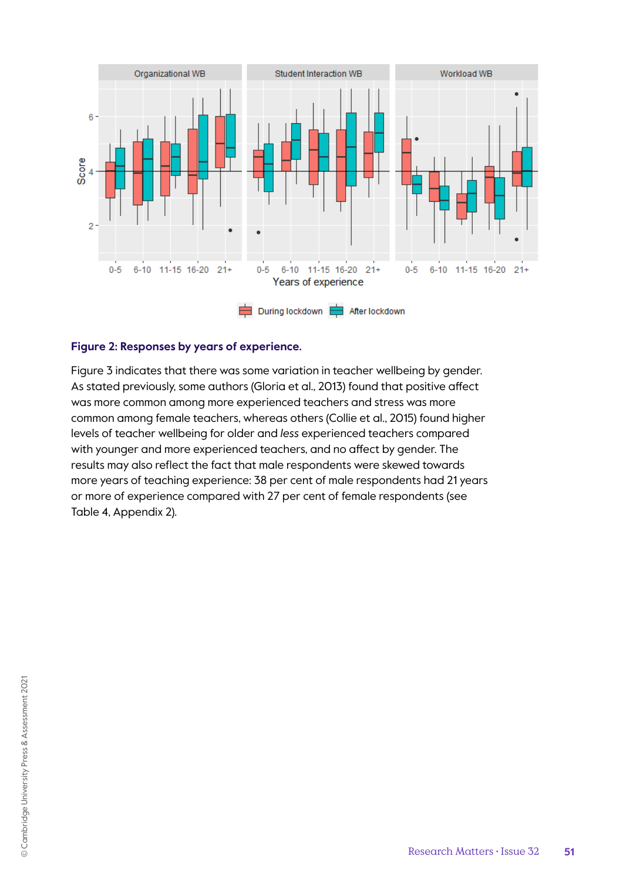**Figure 2: Responses by years of experience.**

Figure 3 indicates that there was some variation in teacher wellbeing by gender. As stated previously, some authors (Gloria et al., 2013) found that positive affect was more common among more experienced teachers and stress was more common among female teachers, whereas others (Collie et al., 2015) found higher levels of teacher wellbeing for older and *less* experienced teachers compared with younger and more experienced teachers, and no affect by gender. The results may also reflect the fact that male respondents were skewed towards more years of teaching experience: 38 per cent of male respondents had 21 years or more of experience compared with 27 per cent of female respondents (see Table 4, Appendix 2).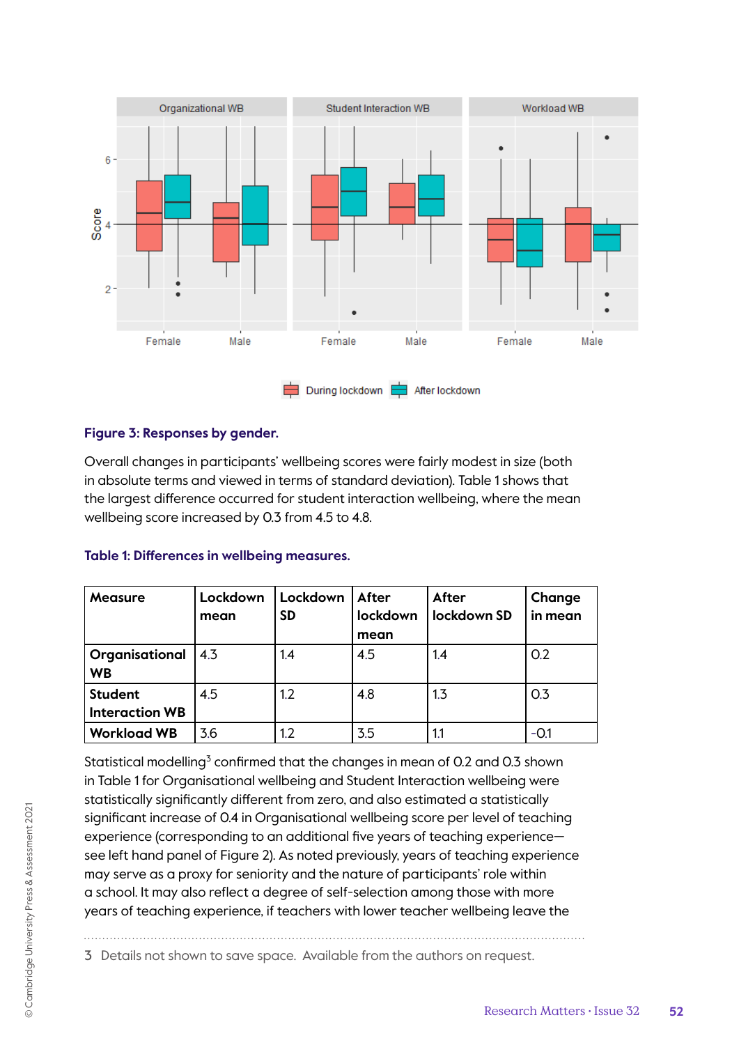**Figure 3: Responses by gender.**

Overall changes in participants' wellbeing scores were fairly modest in size (both in absolute terms and viewed in terms of standard deviation). Table 1 shows that the largest difference occurred for student interaction wellbeing, where the mean wellbeing score increased by 0.3 from 4.5 to 4.8.

**Table 1: Differences in wellbeing measures.**

| Measure | Lockdown mean | Lockdown SD | After lockdown mean | After lockdown SD | Change in mean |
|---|---|---|---|---|---|
| **Organisational WB** | 4.3 | 1.4 | 4.5 | 1.4 | 0.2 |
| **Student Interaction WB** | 4.5 | 1.2 | 4.8 | 1.3 | 0.3 |
| **Workload WB** | 3.6 | 1.2 | 3.5 | 1.1 | -0.1 |

Statistical modelling[3] confirmed that the changes in mean of 0.2 and 0.3 shown in Table 1 for Organisational wellbeing and Student Interaction wellbeing were statistically significantly different from zero, and also estimated a statistically significant increase of 0.4 in Organisational wellbeing score per level of teaching experience (corresponding to an additional five years of teaching experience—see left hand panel of Figure 2). As noted previously, years of teaching experience may serve as a proxy for seniority and the nature of participants' role within a school. It may also reflect a degree of self-selection among those with more years of teaching experience, if teachers with lower teacher wellbeing leave the

3 Details not shown to save space. Available from the authors on request.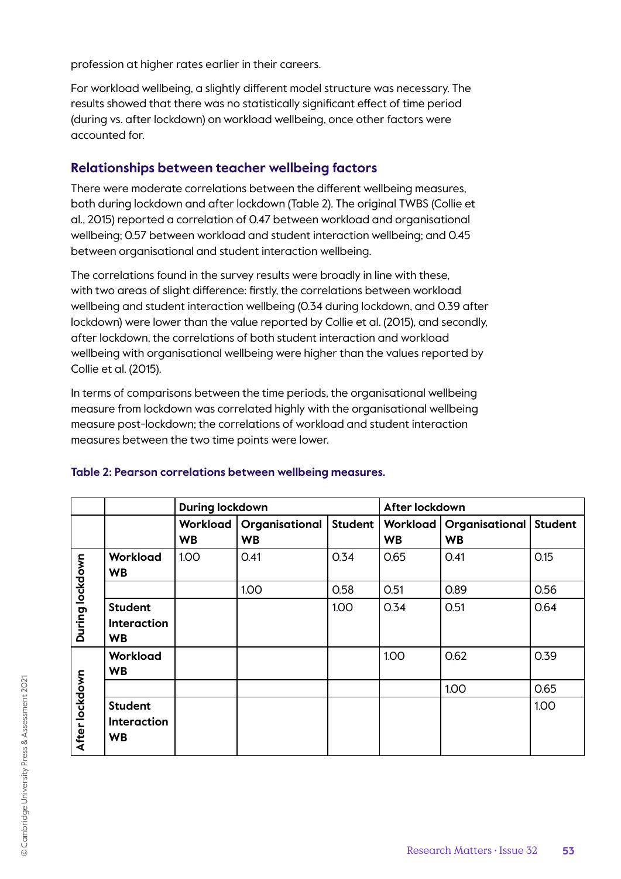profession at higher rates earlier in their careers.

For workload wellbeing, a slightly different model structure was necessary. The results showed that there was no statistically significant effect of time period (during vs. after lockdown) on workload wellbeing, once other factors were accounted for.

## Relationships between teacher wellbeing factors

There were moderate correlations between the different wellbeing measures, both during lockdown and after lockdown (Table 2). The original TWBS (Collie et al., 2015) reported a correlation of 0.47 between workload and organisational wellbeing; 0.57 between workload and student interaction wellbeing; and 0.45 between organisational and student interaction wellbeing.

The correlations found in the survey results were broadly in line with these, with two areas of slight difference: firstly, the correlations between workload wellbeing and student interaction wellbeing (0.34 during lockdown, and 0.39 after lockdown) were lower than the value reported by Collie et al. (2015), and secondly, after lockdown, the correlations of both student interaction and workload wellbeing with organisational wellbeing were higher than the values reported by Collie et al. (2015).

In terms of comparisons between the time periods, the organisational wellbeing measure from lockdown was correlated highly with the organisational wellbeing measure post-lockdown; the correlations of workload and student interaction measures between the two time points were lower.

**Table 2: Pearson correlations between wellbeing measures.**

| | | During lockdown | | | After lockdown | | |
|---|---|---|---|---|---|---|---|
| | | Workload WB | Organisational WB | Student | Workload WB | Organisational WB | Student |
| During lockdown | Workload WB | 1.00 | 0.41 | 0.34 | 0.65 | 0.41 | 0.15 |
| | | | 1.00 | 0.58 | 0.51 | 0.89 | 0.56 |
| | Student Interaction WB | | | 1.00 | 0.34 | 0.51 | 0.64 |
| After lockdown | Workload WB | | | | 1.00 | 0.62 | 0.39 |
| | | | | | | 1.00 | 0.65 |
| | Student Interaction WB | | | | | | 1.00 |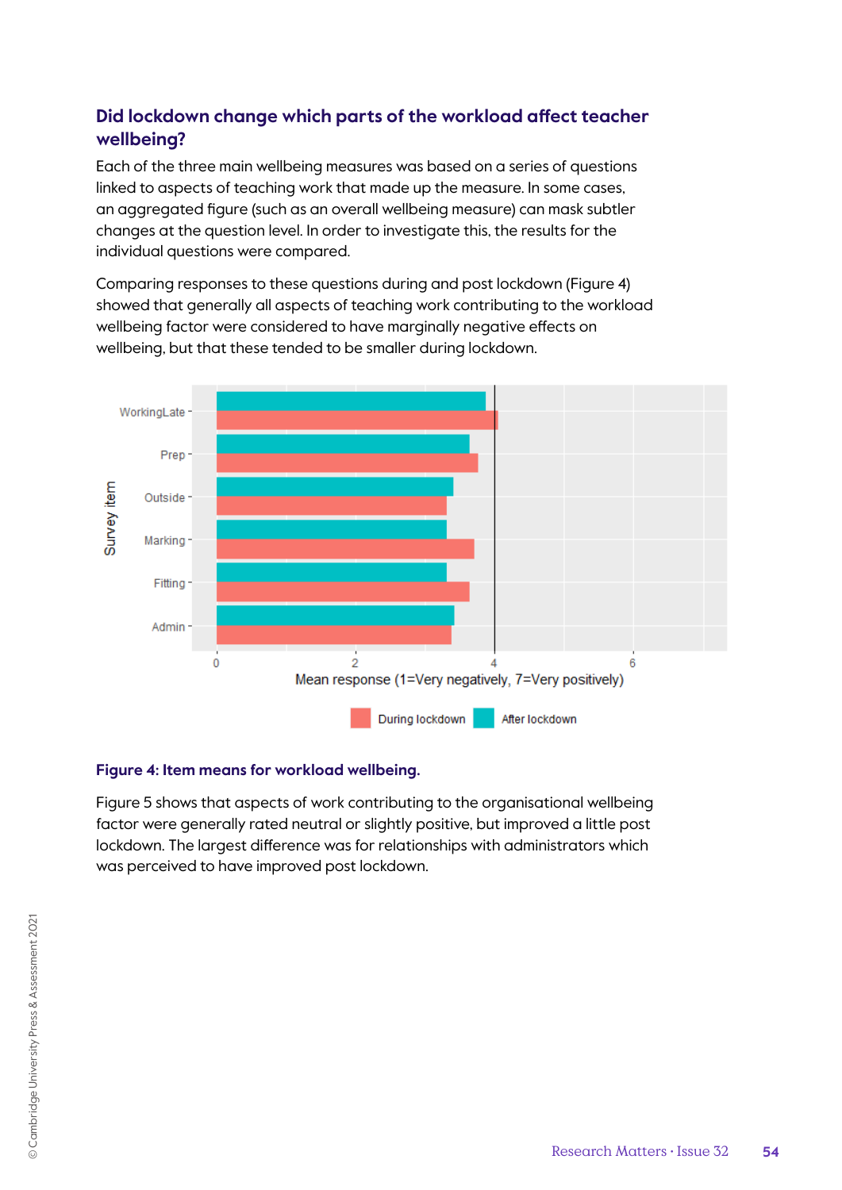## Did lockdown change which parts of the workload affect teacher wellbeing?

Each of the three main wellbeing measures was based on a series of questions linked to aspects of teaching work that made up the measure. In some cases, an aggregated figure (such as an overall wellbeing measure) can mask subtler changes at the question level. In order to investigate this, the results for the individual questions were compared.

Comparing responses to these questions during and post lockdown (Figure 4) showed that generally all aspects of teaching work contributing to the workload wellbeing factor were considered to have marginally negative effects on wellbeing, but that these tended to be smaller during lockdown.

**Figure 4: Item means for workload wellbeing.**

Figure 5 shows that aspects of work contributing to the organisational wellbeing factor were generally rated neutral or slightly positive, but improved a little post lockdown. The largest difference was for relationships with administrators which was perceived to have improved post lockdown.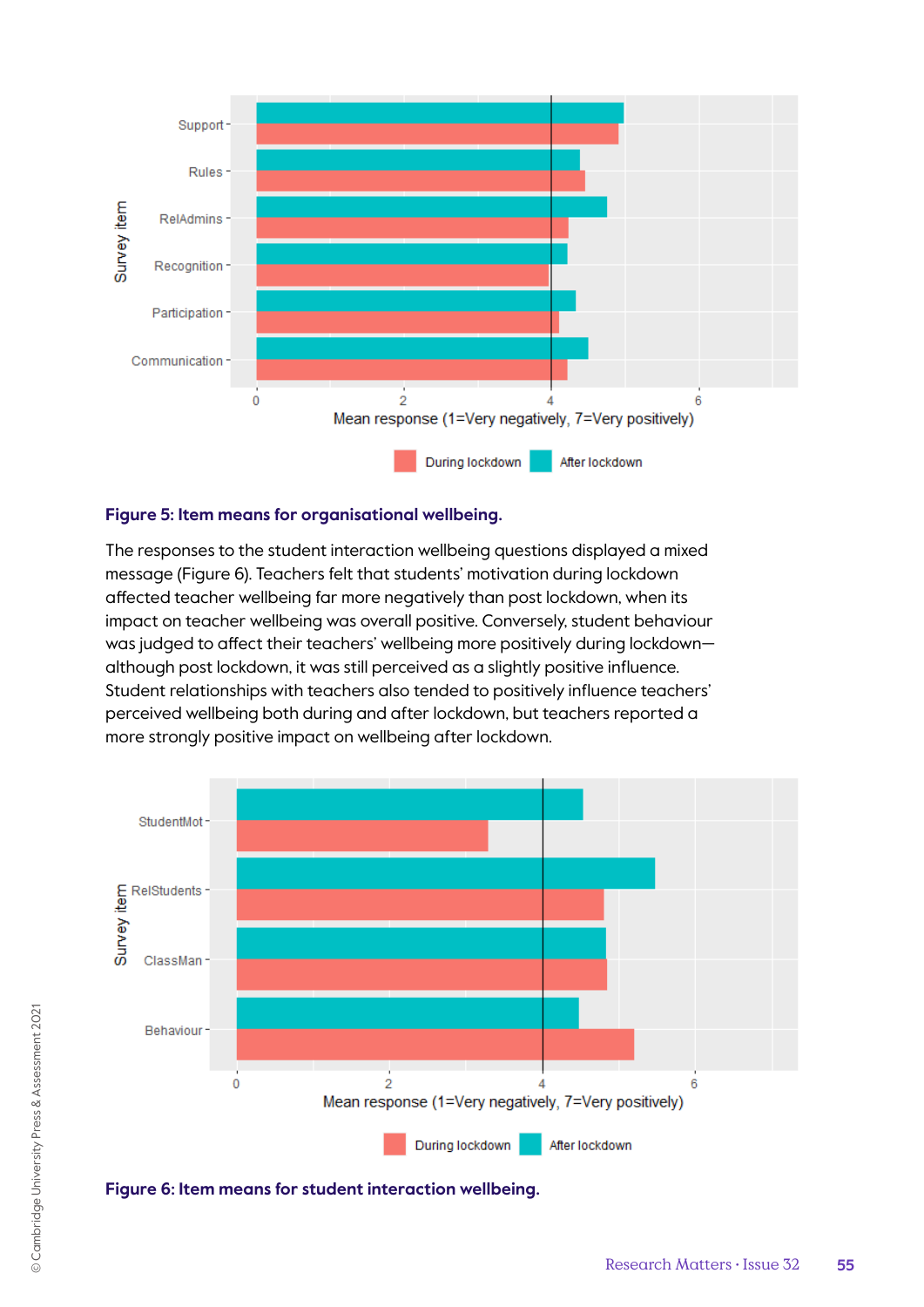**Figure 5: Item means for organisational wellbeing.**

The responses to the student interaction wellbeing questions displayed a mixed message (Figure 6). Teachers felt that students' motivation during lockdown affected teacher wellbeing far more negatively than post lockdown, when its impact on teacher wellbeing was overall positive. Conversely, student behaviour was judged to affect their teachers' wellbeing more positively during lockdown—although post lockdown, it was still perceived as a slightly positive influence. Student relationships with teachers also tended to positively influence teachers' perceived wellbeing both during and after lockdown, but teachers reported a more strongly positive impact on wellbeing after lockdown.

**Figure 6: Item means for student interaction wellbeing.**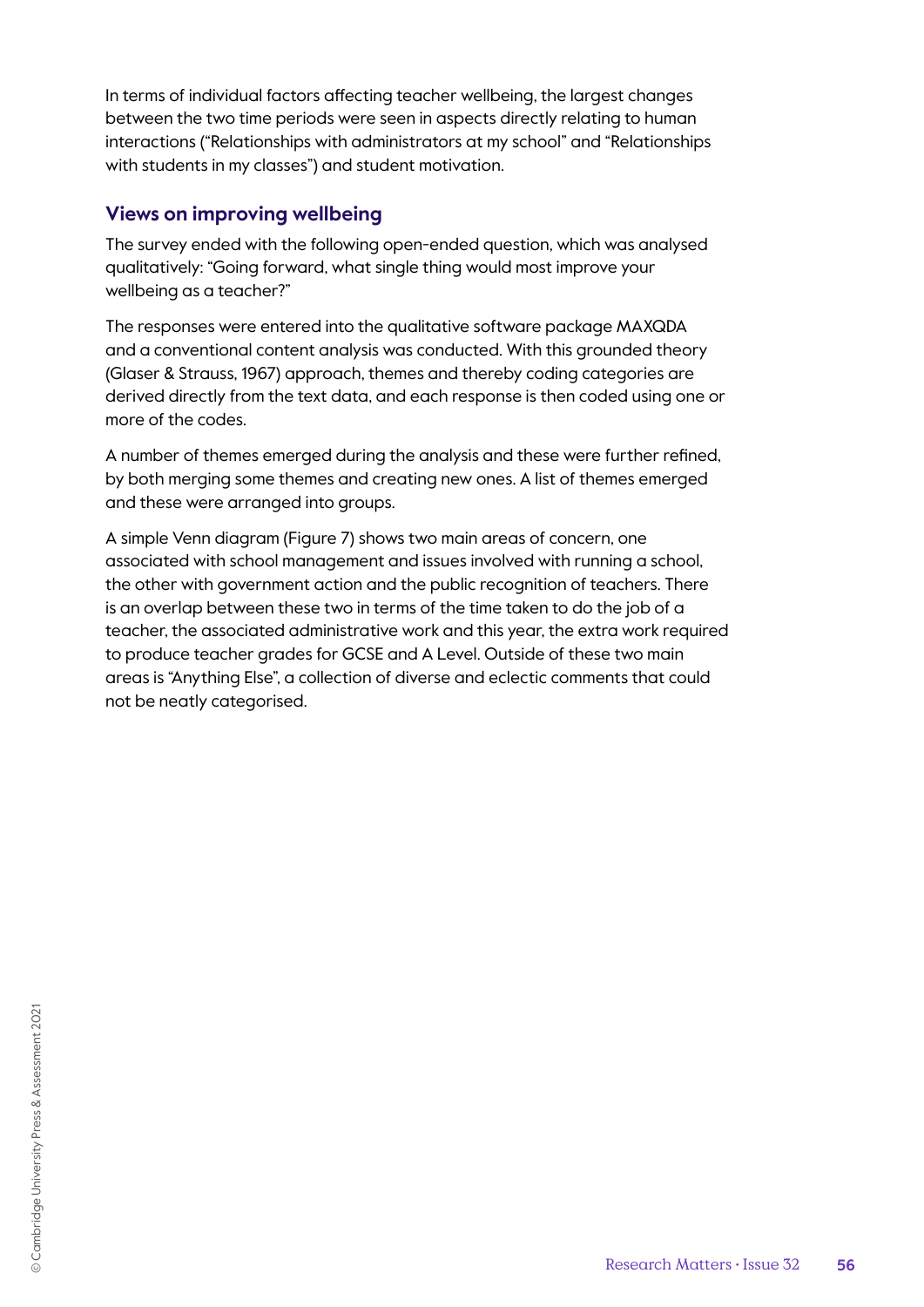In terms of individual factors affecting teacher wellbeing, the largest changes between the two time periods were seen in aspects directly relating to human interactions ("Relationships with administrators at my school" and "Relationships with students in my classes") and student motivation.

## Views on improving wellbeing

The survey ended with the following open-ended question, which was analysed qualitatively: "Going forward, what single thing would most improve your wellbeing as a teacher?"

The responses were entered into the qualitative software package MAXQDA and a conventional content analysis was conducted. With this grounded theory (Glaser & Strauss, 1967) approach, themes and thereby coding categories are derived directly from the text data, and each response is then coded using one or more of the codes.

A number of themes emerged during the analysis and these were further refined, by both merging some themes and creating new ones. A list of themes emerged and these were arranged into groups.

A simple Venn diagram (Figure 7) shows two main areas of concern, one associated with school management and issues involved with running a school, the other with government action and the public recognition of teachers. There is an overlap between these two in terms of the time taken to do the job of a teacher, the associated administrative work and this year, the extra work required to produce teacher grades for GCSE and A Level. Outside of these two main areas is "Anything Else", a collection of diverse and eclectic comments that could not be neatly categorised.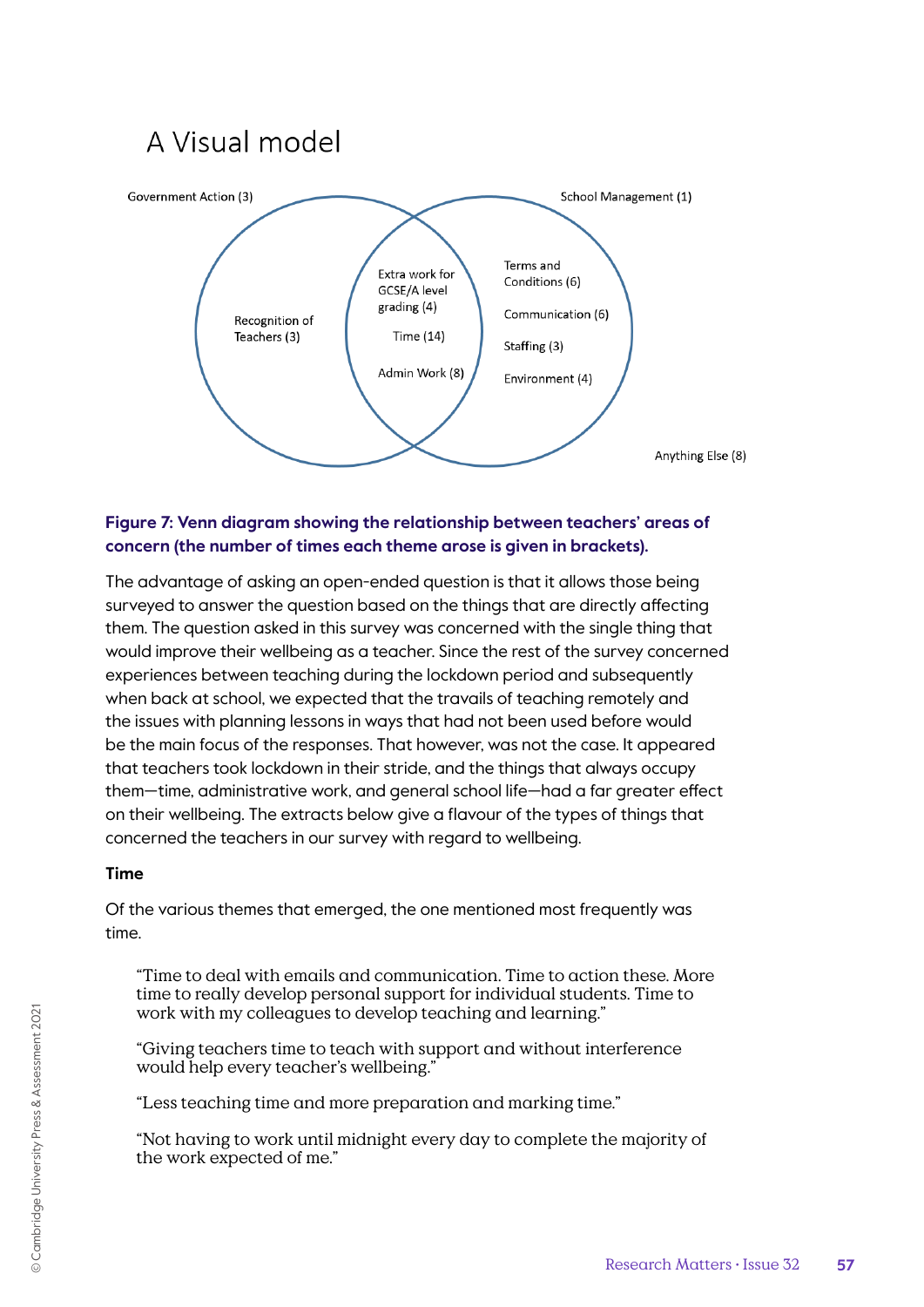## A Visual model

Government Action (3)

School Management (1)

Recognition of Teachers (3)

Extra work for GCSE/A level grading (4)

Time (14)

Admin Work (8)

Terms and Conditions (6)

Communication (6)

Staffing (3)

Environment (4)

Anything Else (8)

**Figure 7: Venn diagram showing the relationship between teachers' areas of concern (the number of times each theme arose is given in brackets).**

The advantage of asking an open-ended question is that it allows those being surveyed to answer the question based on the things that are directly affecting them. The question asked in this survey was concerned with the single thing that would improve their wellbeing as a teacher. Since the rest of the survey concerned experiences between teaching during the lockdown period and subsequently when back at school, we expected that the travails of teaching remotely and the issues with planning lessons in ways that had not been used before would be the main focus of the responses. That however, was not the case. It appeared that teachers took lockdown in their stride, and the things that always occupy them—time, administrative work, and general school life—had a far greater effect on their wellbeing. The extracts below give a flavour of the types of things that concerned the teachers in our survey with regard to wellbeing.

**Time**

Of the various themes that emerged, the one mentioned most frequently was time.

> "Time to deal with emails and communication. Time to action these. More time to really develop personal support for individual students. Time to work with my colleagues to develop teaching and learning."

> "Giving teachers time to teach with support and without interference would help every teacher's wellbeing."

> "Less teaching time and more preparation and marking time."

> "Not having to work until midnight every day to complete the majority of the work expected of me."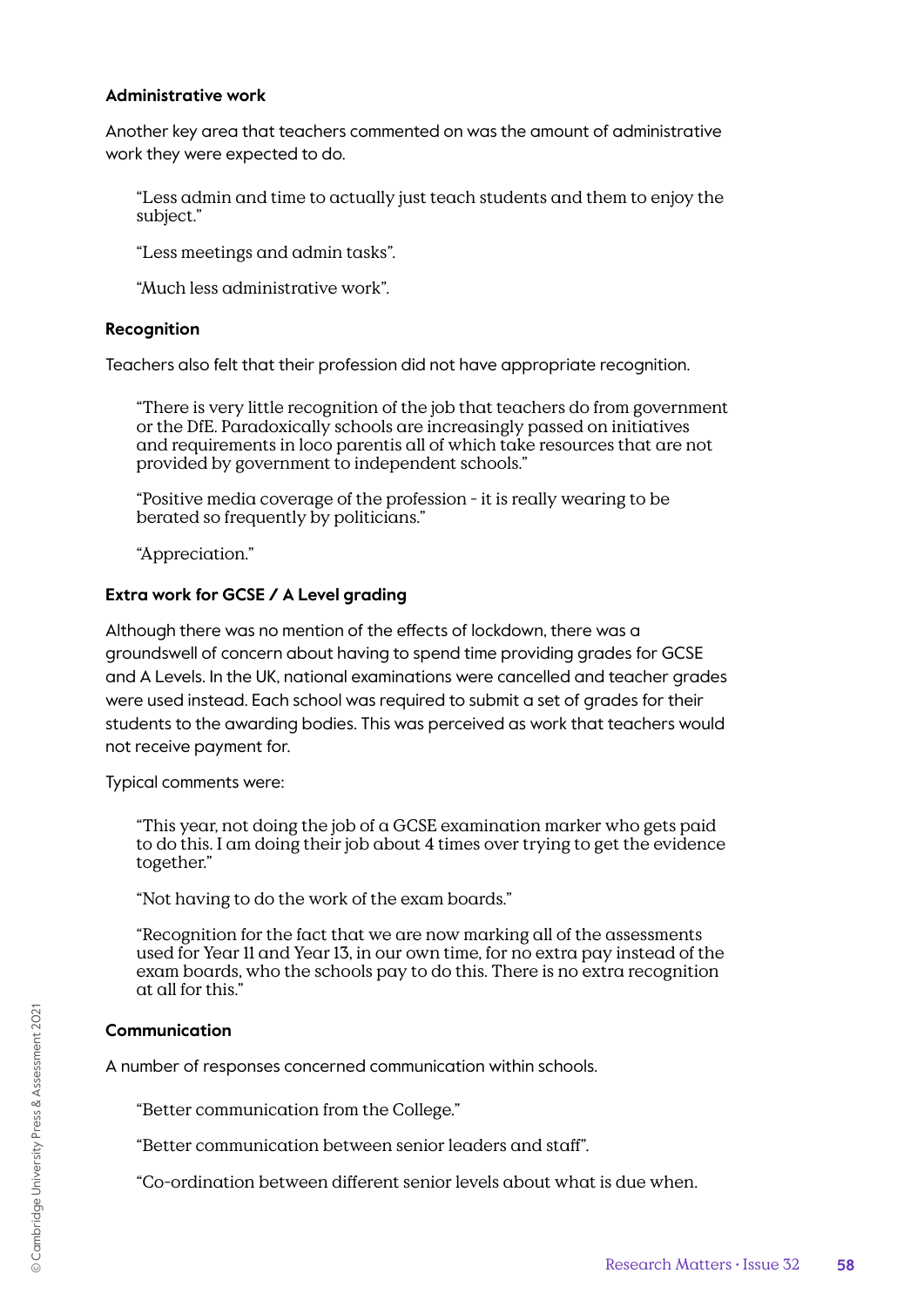### Administrative work

Another key area that teachers commented on was the amount of administrative work they were expected to do.

> "Less admin and time to actually just teach students and them to enjoy the subject."
>
> "Less meetings and admin tasks".
>
> "Much less administrative work".

### Recognition

Teachers also felt that their profession did not have appropriate recognition.

> "There is very little recognition of the job that teachers do from government or the DfE. Paradoxically schools are increasingly passed on initiatives and requirements in loco parentis all of which take resources that are not provided by government to independent schools."
>
> "Positive media coverage of the profession - it is really wearing to be berated so frequently by politicians."
>
> "Appreciation."

### Extra work for GCSE / A Level grading

Although there was no mention of the effects of lockdown, there was a groundswell of concern about having to spend time providing grades for GCSE and A Levels. In the UK, national examinations were cancelled and teacher grades were used instead. Each school was required to submit a set of grades for their students to the awarding bodies. This was perceived as work that teachers would not receive payment for.

Typical comments were:

> "This year, not doing the job of a GCSE examination marker who gets paid to do this. I am doing their job about 4 times over trying to get the evidence together."
>
> "Not having to do the work of the exam boards."
>
> "Recognition for the fact that we are now marking all of the assessments used for Year 11 and Year 13, in our own time, for no extra pay instead of the exam boards, who the schools pay to do this. There is no extra recognition at all for this."

### Communication

A number of responses concerned communication within schools.

> "Better communication from the College."
>
> "Better communication between senior leaders and staff".
>
> "Co-ordination between different senior levels about what is due when.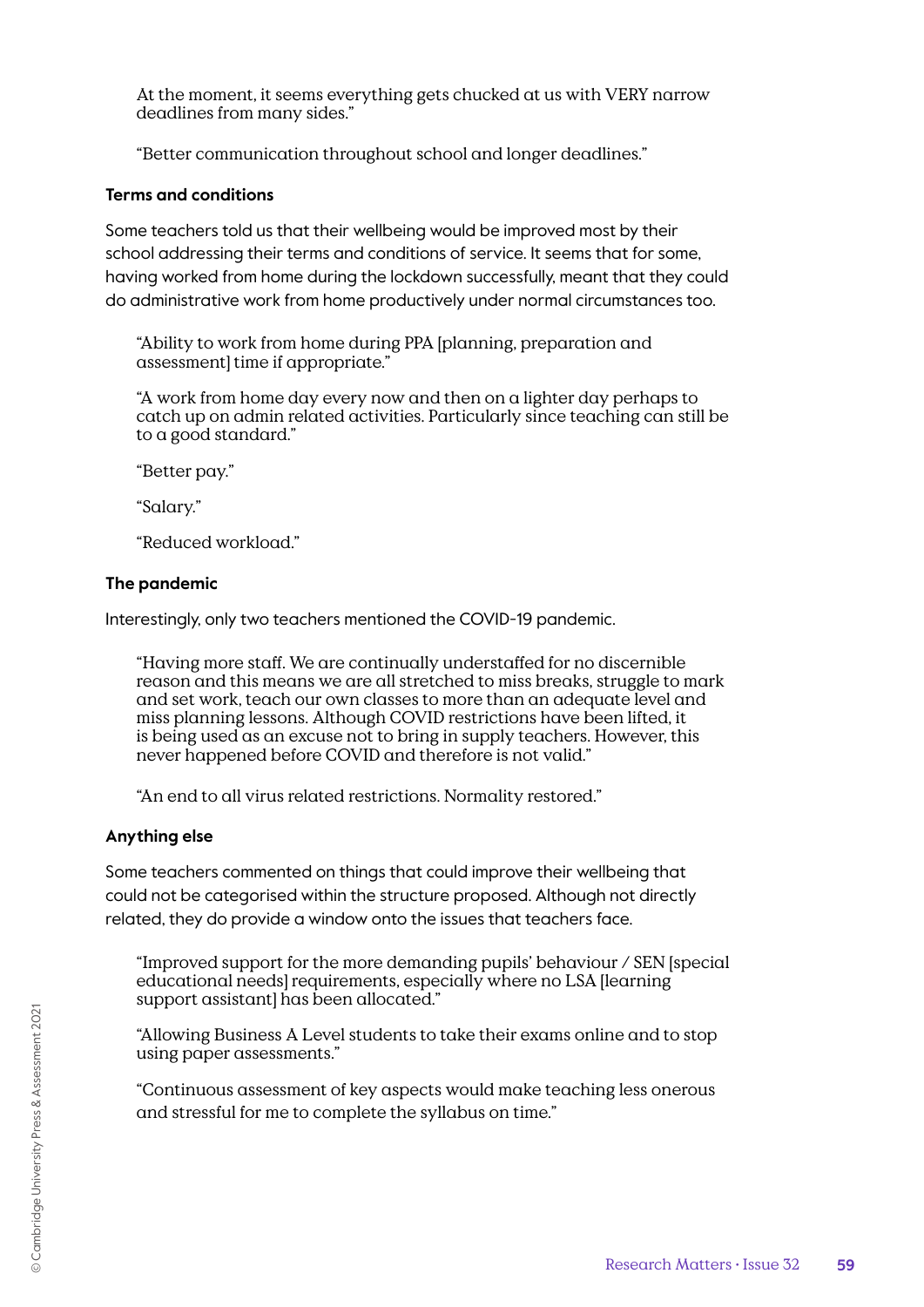At the moment, it seems everything gets chucked at us with VERY narrow deadlines from many sides."

"Better communication throughout school and longer deadlines."

### Terms and conditions

Some teachers told us that their wellbeing would be improved most by their school addressing their terms and conditions of service. It seems that for some, having worked from home during the lockdown successfully, meant that they could do administrative work from home productively under normal circumstances too.

> "Ability to work from home during PPA [planning, preparation and assessment] time if appropriate."
>
> "A work from home day every now and then on a lighter day perhaps to catch up on admin related activities. Particularly since teaching can still be to a good standard."
>
> "Better pay."
>
> "Salary."
>
> "Reduced workload."

### The pandemic

Interestingly, only two teachers mentioned the COVID-19 pandemic.

> "Having more staff. We are continually understaffed for no discernible reason and this means we are all stretched to miss breaks, struggle to mark and set work, teach our own classes to more than an adequate level and miss planning lessons. Although COVID restrictions have been lifted, it is being used as an excuse not to bring in supply teachers. However, this never happened before COVID and therefore is not valid."
>
> "An end to all virus related restrictions. Normality restored."

### Anything else

Some teachers commented on things that could improve their wellbeing that could not be categorised within the structure proposed. Although not directly related, they do provide a window onto the issues that teachers face.

> "Improved support for the more demanding pupils' behaviour / SEN [special educational needs] requirements, especially where no LSA [learning support assistant] has been allocated."
>
> "Allowing Business A Level students to take their exams online and to stop using paper assessments."
>
> "Continuous assessment of key aspects would make teaching less onerous and stressful for me to complete the syllabus on time."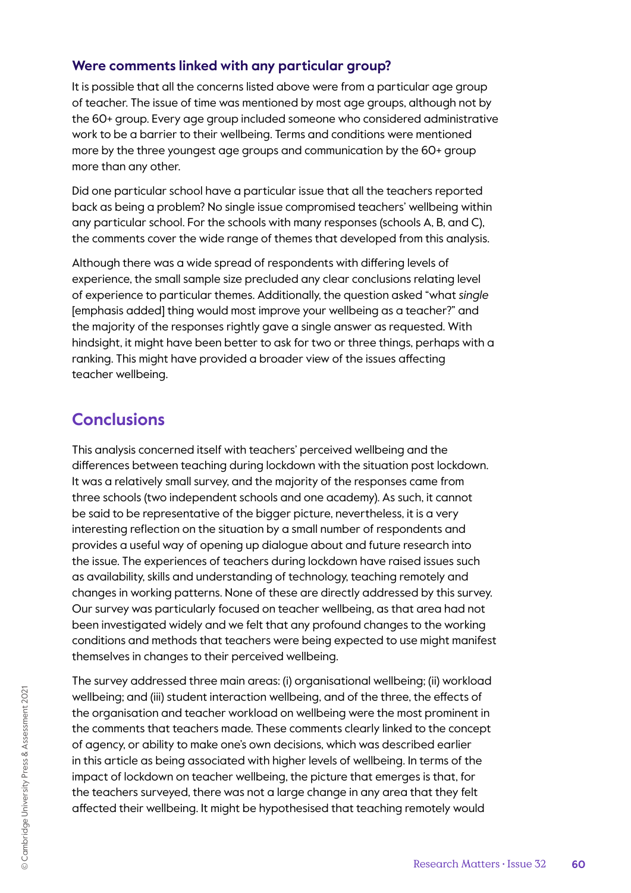### Were comments linked with any particular group?

It is possible that all the concerns listed above were from a particular age group of teacher. The issue of time was mentioned by most age groups, although not by the 60+ group. Every age group included someone who considered administrative work to be a barrier to their wellbeing. Terms and conditions were mentioned more by the three youngest age groups and communication by the 60+ group more than any other.

Did one particular school have a particular issue that all the teachers reported back as being a problem? No single issue compromised teachers' wellbeing within any particular school. For the schools with many responses (schools A, B, and C), the comments cover the wide range of themes that developed from this analysis.

Although there was a wide spread of respondents with differing levels of experience, the small sample size precluded any clear conclusions relating level of experience to particular themes. Additionally, the question asked "what *single* [emphasis added] thing would most improve your wellbeing as a teacher?" and the majority of the responses rightly gave a single answer as requested. With hindsight, it might have been better to ask for two or three things, perhaps with a ranking. This might have provided a broader view of the issues affecting teacher wellbeing.

## Conclusions

This analysis concerned itself with teachers' perceived wellbeing and the differences between teaching during lockdown with the situation post lockdown. It was a relatively small survey, and the majority of the responses came from three schools (two independent schools and one academy). As such, it cannot be said to be representative of the bigger picture, nevertheless, it is a very interesting reflection on the situation by a small number of respondents and provides a useful way of opening up dialogue about and future research into the issue. The experiences of teachers during lockdown have raised issues such as availability, skills and understanding of technology, teaching remotely and changes in working patterns. None of these are directly addressed by this survey. Our survey was particularly focused on teacher wellbeing, as that area had not been investigated widely and we felt that any profound changes to the working conditions and methods that teachers were being expected to use might manifest themselves in changes to their perceived wellbeing.

The survey addressed three main areas: (i) organisational wellbeing; (ii) workload wellbeing; and (iii) student interaction wellbeing, and of the three, the effects of the organisation and teacher workload on wellbeing were the most prominent in the comments that teachers made. These comments clearly linked to the concept of agency, or ability to make one's own decisions, which was described earlier in this article as being associated with higher levels of wellbeing. In terms of the impact of lockdown on teacher wellbeing, the picture that emerges is that, for the teachers surveyed, there was not a large change in any area that they felt affected their wellbeing. It might be hypothesised that teaching remotely would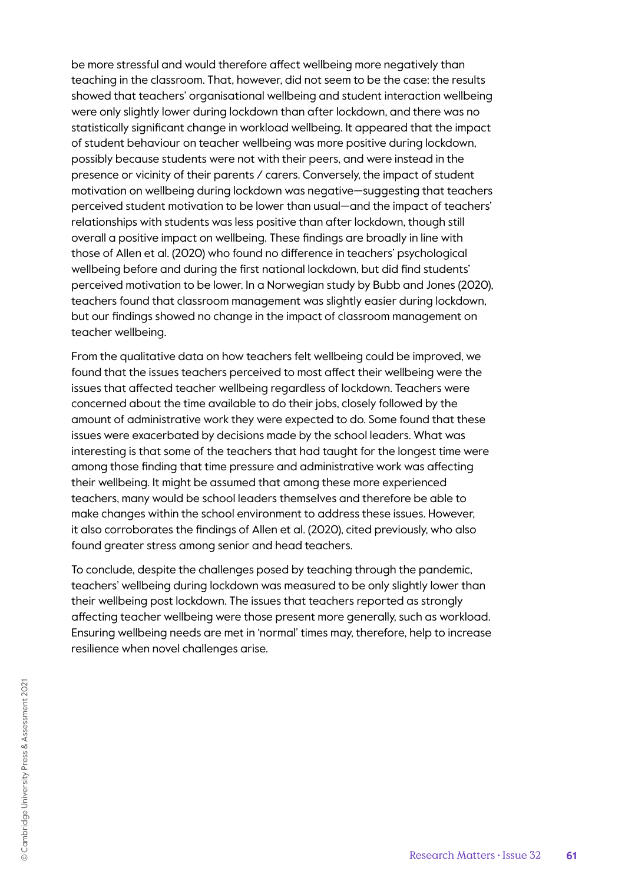be more stressful and would therefore affect wellbeing more negatively than teaching in the classroom. That, however, did not seem to be the case: the results showed that teachers' organisational wellbeing and student interaction wellbeing were only slightly lower during lockdown than after lockdown, and there was no statistically significant change in workload wellbeing. It appeared that the impact of student behaviour on teacher wellbeing was more positive during lockdown, possibly because students were not with their peers, and were instead in the presence or vicinity of their parents / carers. Conversely, the impact of student motivation on wellbeing during lockdown was negative—suggesting that teachers perceived student motivation to be lower than usual—and the impact of teachers' relationships with students was less positive than after lockdown, though still overall a positive impact on wellbeing. These findings are broadly in line with those of Allen et al. (2020) who found no difference in teachers' psychological wellbeing before and during the first national lockdown, but did find students' perceived motivation to be lower. In a Norwegian study by Bubb and Jones (2020), teachers found that classroom management was slightly easier during lockdown, but our findings showed no change in the impact of classroom management on teacher wellbeing.

From the qualitative data on how teachers felt wellbeing could be improved, we found that the issues teachers perceived to most affect their wellbeing were the issues that affected teacher wellbeing regardless of lockdown. Teachers were concerned about the time available to do their jobs, closely followed by the amount of administrative work they were expected to do. Some found that these issues were exacerbated by decisions made by the school leaders. What was interesting is that some of the teachers that had taught for the longest time were among those finding that time pressure and administrative work was affecting their wellbeing. It might be assumed that among these more experienced teachers, many would be school leaders themselves and therefore be able to make changes within the school environment to address these issues. However, it also corroborates the findings of Allen et al. (2020), cited previously, who also found greater stress among senior and head teachers.

To conclude, despite the challenges posed by teaching through the pandemic, teachers' wellbeing during lockdown was measured to be only slightly lower than their wellbeing post lockdown. The issues that teachers reported as strongly affecting teacher wellbeing were those present more generally, such as workload. Ensuring wellbeing needs are met in 'normal' times may, therefore, help to increase resilience when novel challenges arise.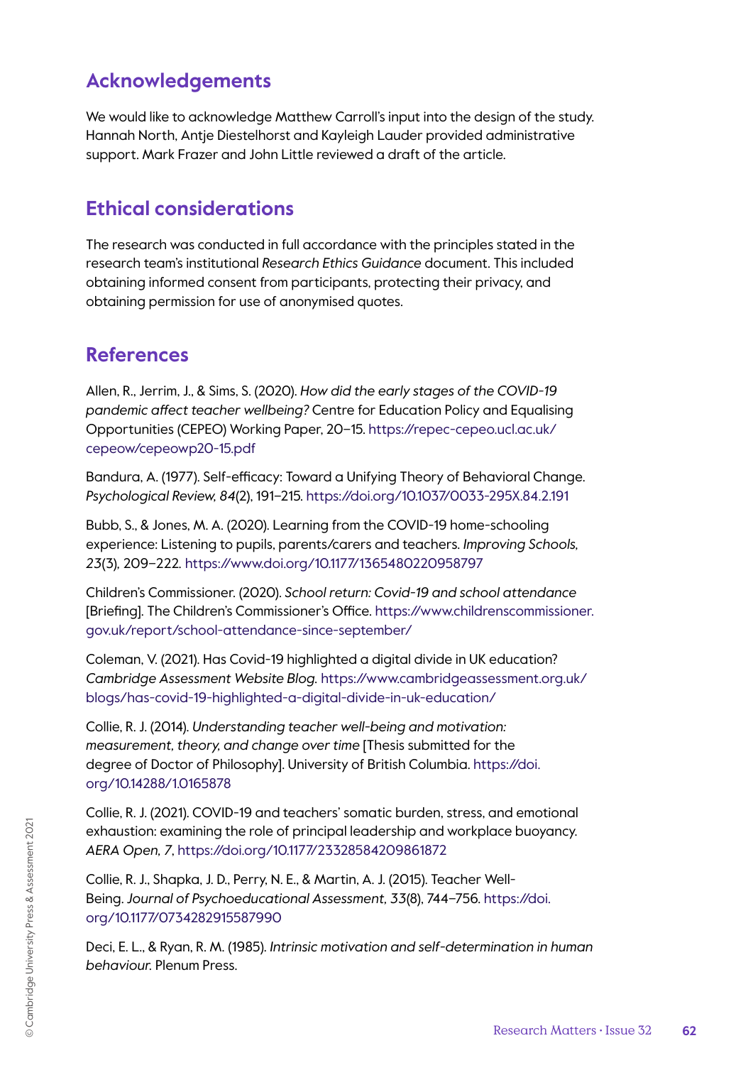## Acknowledgements

We would like to acknowledge Matthew Carroll's input into the design of the study. Hannah North, Antje Diestelhorst and Kayleigh Lauder provided administrative support. Mark Frazer and John Little reviewed a draft of the article.

## Ethical considerations

The research was conducted in full accordance with the principles stated in the research team's institutional *Research Ethics Guidance* document. This included obtaining informed consent from participants, protecting their privacy, and obtaining permission for use of anonymised quotes.

## References

Allen, R., Jerrim, J., & Sims, S. (2020). *How did the early stages of the COVID-19 pandemic affect teacher wellbeing?* Centre for Education Policy and Equalising Opportunities (CEPEO) Working Paper, 20–15. https://repec-cepeo.ucl.ac.uk/cepeow/cepeowp20-15.pdf

Bandura, A. (1977). Self-efficacy: Toward a Unifying Theory of Behavioral Change. *Psychological Review, 84*(2), 191–215. https://doi.org/10.1037/0033-295X.84.2.191

Bubb, S., & Jones, M. A. (2020). Learning from the COVID-19 home-schooling experience: Listening to pupils, parents/carers and teachers. *Improving Schools, 23*(3), 209–222. https://www.doi.org/10.1177/1365480220958797

Children's Commissioner. (2020). *School return: Covid-19 and school attendance* [Briefing]. The Children's Commissioner's Office. https://www.childrenscommissioner.gov.uk/report/school-attendance-since-september/

Coleman, V. (2021). Has Covid-19 highlighted a digital divide in UK education? *Cambridge Assessment Website Blog*. https://www.cambridgeassessment.org.uk/blogs/has-covid-19-highlighted-a-digital-divide-in-uk-education/

Collie, R. J. (2014). *Understanding teacher well-being and motivation: measurement, theory, and change over time* [Thesis submitted for the degree of Doctor of Philosophy]. University of British Columbia. https://doi.org/10.14288/1.0165878

Collie, R. J. (2021). COVID-19 and teachers' somatic burden, stress, and emotional exhaustion: examining the role of principal leadership and workplace buoyancy. *AERA Open, 7*, https://doi.org/10.1177/23328584209861872

Collie, R. J., Shapka, J. D., Perry, N. E., & Martin, A. J. (2015). Teacher Well-Being. *Journal of Psychoeducational Assessment, 33*(8), 744–756. https://doi.org/10.1177/0734282915587990

Deci, E. L., & Ryan, R. M. (1985). *Intrinsic motivation and self-determination in human behaviour.* Plenum Press.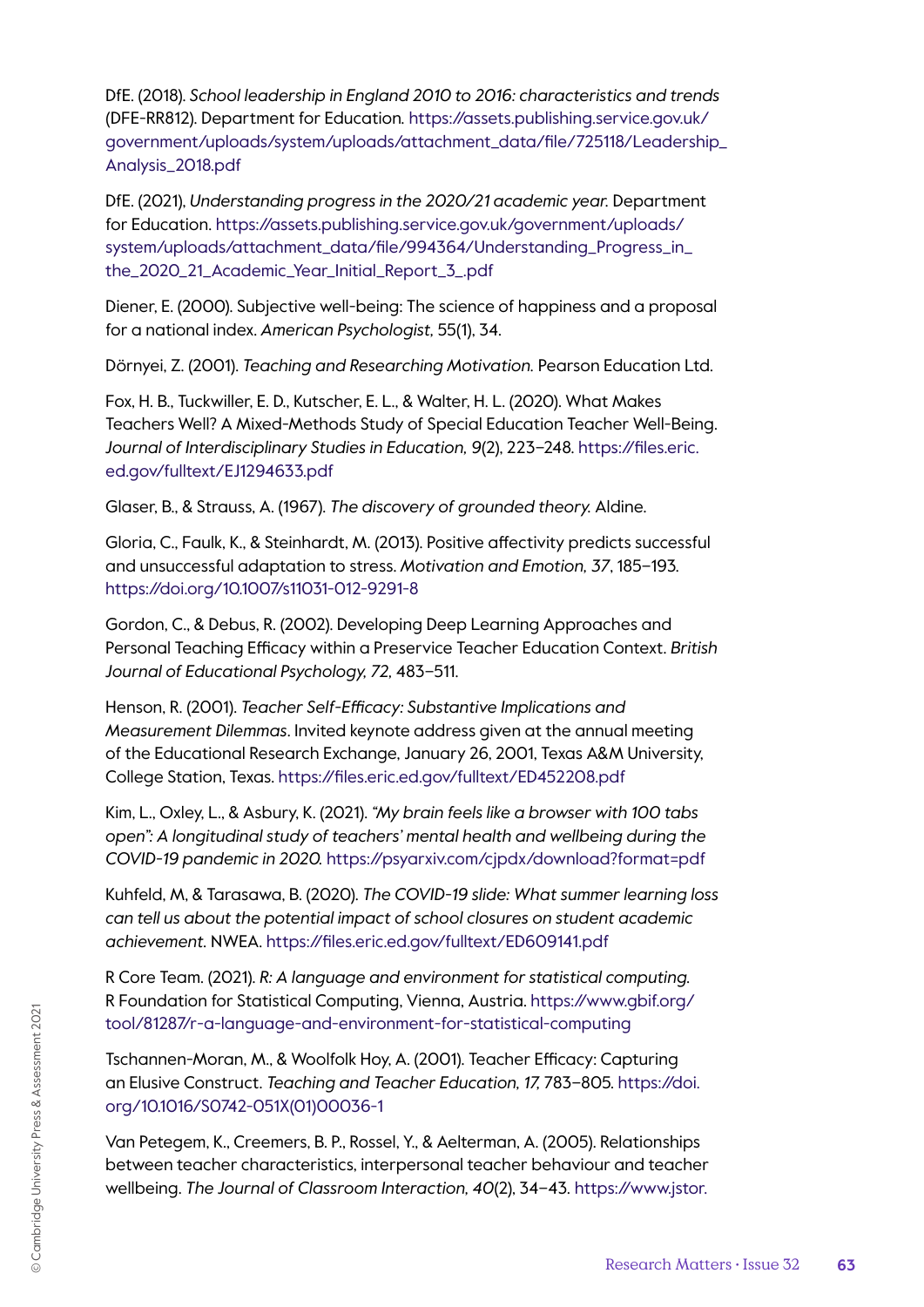DfE. (2018). *School leadership in England 2010 to 2016: characteristics and trends* (DFE-RR812). Department for Education. https://assets.publishing.service.gov.uk/government/uploads/system/uploads/attachment_data/file/725118/Leadership_Analysis_2018.pdf

DfE. (2021), *Understanding progress in the 2020/21 academic year.* Department for Education. https://assets.publishing.service.gov.uk/government/uploads/system/uploads/attachment_data/file/994364/Understanding_Progress_in_the_2020_21_Academic_Year_Initial_Report_3_.pdf

Diener, E. (2000). Subjective well-being: The science of happiness and a proposal for a national index. *American Psychologist,* 55(1), 34.

Dörnyei, Z. (2001). *Teaching and Researching Motivation.* Pearson Education Ltd.

Fox, H. B., Tuckwiller, E. D., Kutscher, E. L., & Walter, H. L. (2020). What Makes Teachers Well? A Mixed-Methods Study of Special Education Teacher Well-Being. *Journal of Interdisciplinary Studies in Education, 9*(2), 223–248. https://files.eric.ed.gov/fulltext/EJ1294633.pdf

Glaser, B., & Strauss, A. (1967). *The discovery of grounded theory.* Aldine.

Gloria, C., Faulk, K., & Steinhardt, M. (2013). Positive affectivity predicts successful and unsuccessful adaptation to stress. *Motivation and Emotion, 37*, 185–193. https://doi.org/10.1007/s11031-012-9291-8

Gordon, C., & Debus, R. (2002). Developing Deep Learning Approaches and Personal Teaching Efficacy within a Preservice Teacher Education Context. *British Journal of Educational Psychology, 72,* 483–511.

Henson, R. (2001). *Teacher Self-Efficacy: Substantive Implications and Measurement Dilemmas*. Invited keynote address given at the annual meeting of the Educational Research Exchange, January 26, 2001, Texas A&M University, College Station, Texas. https://files.eric.ed.gov/fulltext/ED452208.pdf

Kim, L., Oxley, L., & Asbury, K. (2021). *"My brain feels like a browser with 100 tabs open": A longitudinal study of teachers' mental health and wellbeing during the COVID-19 pandemic in 2020.* https://psyarxiv.com/cjpdx/download?format=pdf

Kuhfeld, M, & Tarasawa, B. (2020). *The COVID-19 slide: What summer learning loss can tell us about the potential impact of school closures on student academic achievement.* NWEA. https://files.eric.ed.gov/fulltext/ED609141.pdf

R Core Team. (2021). *R: A language and environment for statistical computing.* R Foundation for Statistical Computing, Vienna, Austria. https://www.gbif.org/tool/81287/r-a-language-and-environment-for-statistical-computing

Tschannen-Moran, M., & Woolfolk Hoy, A. (2001). Teacher Efficacy: Capturing an Elusive Construct. *Teaching and Teacher Education, 17,* 783–805. https://doi.org/10.1016/S0742-051X(01)00036-1

Van Petegem, K., Creemers, B. P., Rossel, Y., & Aelterman, A. (2005). Relationships between teacher characteristics, interpersonal teacher behaviour and teacher wellbeing. *The Journal of Classroom Interaction, 40*(2), 34–43. https://www.jstor.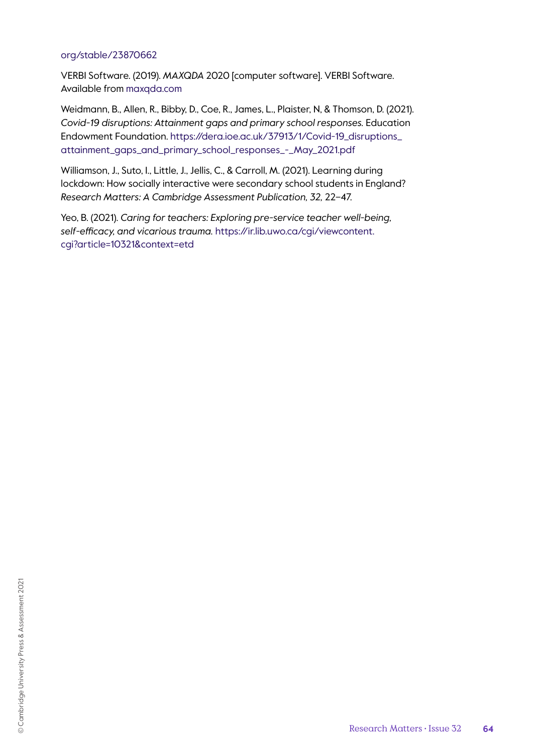org/stable/23870662

VERBI Software. (2019). *MAXQDA* 2020 [computer software]. VERBI Software. Available from maxqda.com

Weidmann, B., Allen, R., Bibby, D., Coe, R., James, L., Plaister, N, & Thomson, D. (2021). *Covid-19 disruptions: Attainment gaps and primary school responses.* Education Endowment Foundation. https://dera.ioe.ac.uk/37913/1/Covid-19_disruptions_attainment_gaps_and_primary_school_responses_-_May_2021.pdf

Williamson, J., Suto, I., Little, J., Jellis, C., & Carroll, M. (2021). Learning during lockdown: How socially interactive were secondary school students in England? *Research Matters: A Cambridge Assessment Publication, 32*, 22–47.

Yeo, B. (2021). *Caring for teachers: Exploring pre-service teacher well-being, self-efficacy, and vicarious trauma.* https://ir.lib.uwo.ca/cgi/viewcontent.cgi?article=10321&context=etd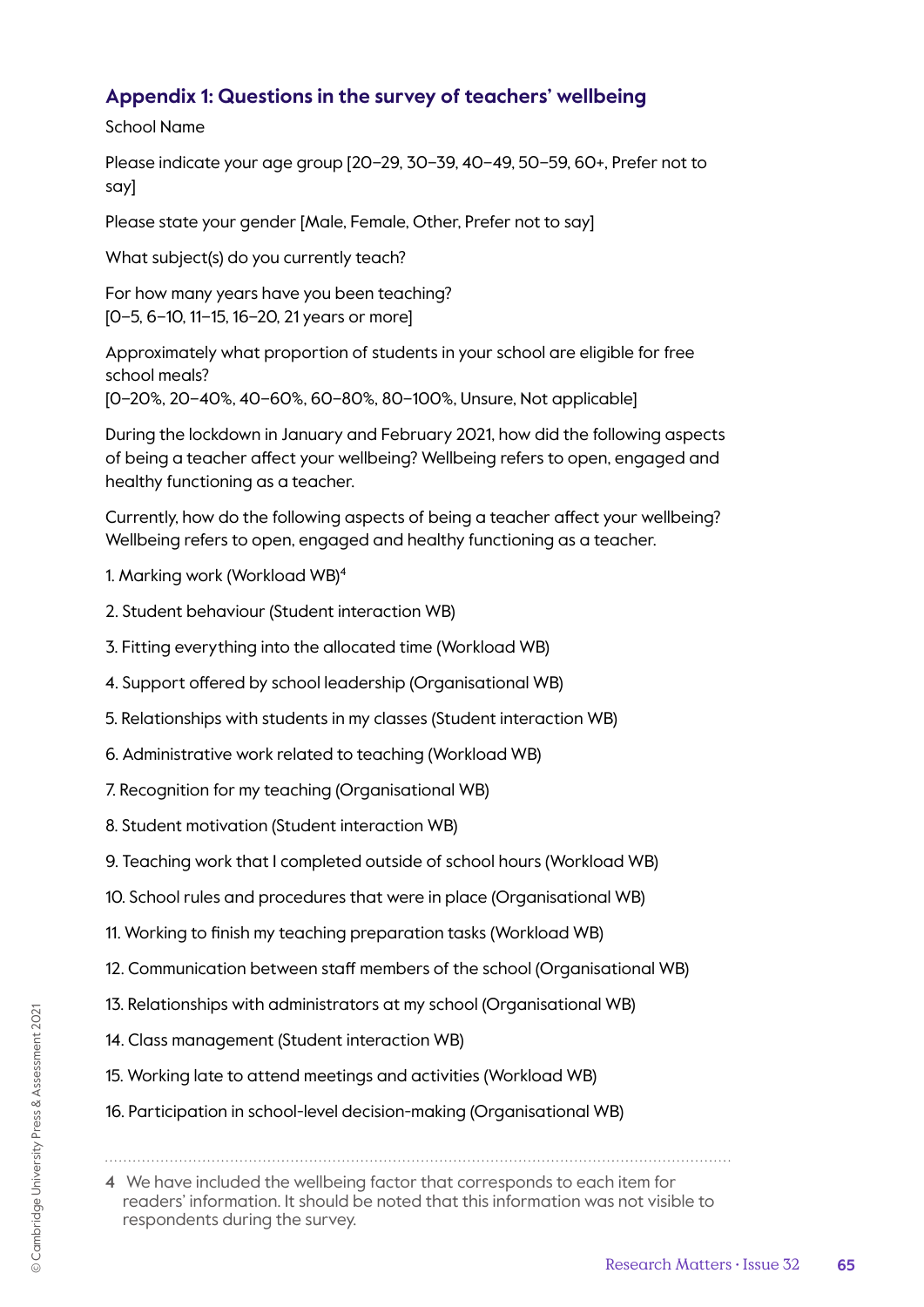## Appendix 1: Questions in the survey of teachers' wellbeing

School Name

Please indicate your age group [20–29, 30–39, 40–49, 50–59, 60+, Prefer not to say]

Please state your gender [Male, Female, Other, Prefer not to say]

What subject(s) do you currently teach?

For how many years have you been teaching?
[0–5, 6–10, 11–15, 16–20, 21 years or more]

Approximately what proportion of students in your school are eligible for free school meals?
[0–20%, 20–40%, 40–60%, 60–80%, 80–100%, Unsure, Not applicable]

During the lockdown in January and February 2021, how did the following aspects of being a teacher affect your wellbeing? Wellbeing refers to open, engaged and healthy functioning as a teacher.

Currently, how do the following aspects of being a teacher affect your wellbeing? Wellbeing refers to open, engaged and healthy functioning as a teacher.

1. Marking work (Workload WB)[4]
2. Student behaviour (Student interaction WB)
3. Fitting everything into the allocated time (Workload WB)
4. Support offered by school leadership (Organisational WB)
5. Relationships with students in my classes (Student interaction WB)
6. Administrative work related to teaching (Workload WB)
7. Recognition for my teaching (Organisational WB)
8. Student motivation (Student interaction WB)
9. Teaching work that I completed outside of school hours (Workload WB)
10. School rules and procedures that were in place (Organisational WB)
11. Working to finish my teaching preparation tasks (Workload WB)
12. Communication between staff members of the school (Organisational WB)
13. Relationships with administrators at my school (Organisational WB)
14. Class management (Student interaction WB)
15. Working late to attend meetings and activities (Workload WB)
16. Participation in school-level decision-making (Organisational WB)

---

4 We have included the wellbeing factor that corresponds to each item for readers' information. It should be noted that this information was not visible to respondents during the survey.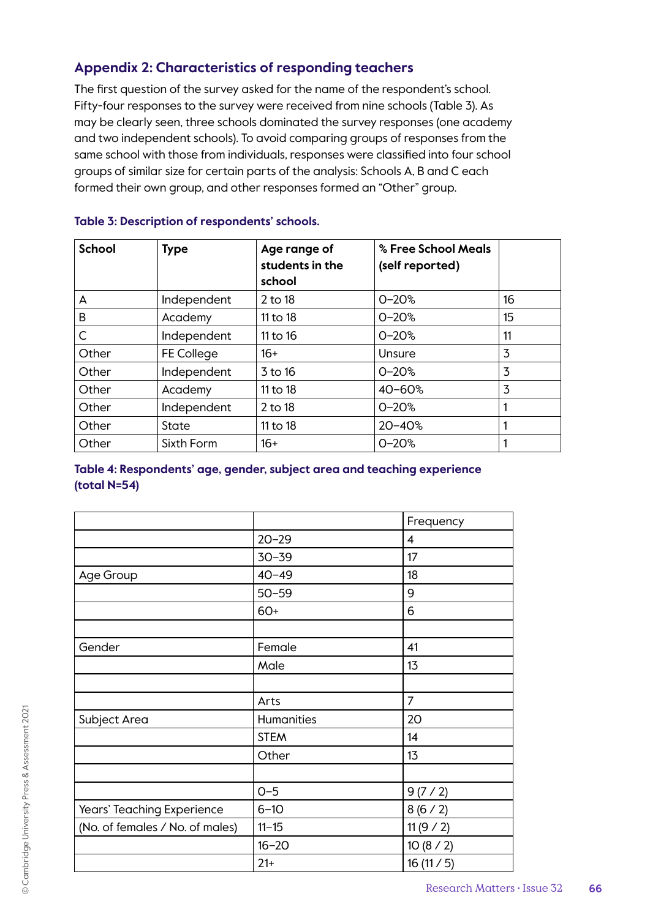## Appendix 2: Characteristics of responding teachers

The first question of the survey asked for the name of the respondent's school. Fifty-four responses to the survey were received from nine schools (Table 3). As may be clearly seen, three schools dominated the survey responses (one academy and two independent schools). To avoid comparing groups of responses from the same school with those from individuals, responses were classified into four school groups of similar size for certain parts of the analysis: Schools A, B and C each formed their own group, and other responses formed an "Other" group.

**Table 3: Description of respondents' schools.**

| School | Type | Age range of students in the school | % Free School Meals (self reported) | |
|---|---|---|---|---|
| A | Independent | 2 to 18 | 0–20% | 16 |
| B | Academy | 11 to 18 | 0–20% | 15 |
| C | Independent | 11 to 16 | 0–20% | 11 |
| Other | FE College | 16+ | Unsure | 3 |
| Other | Independent | 3 to 16 | 0–20% | 3 |
| Other | Academy | 11 to 18 | 40–60% | 3 |
| Other | Independent | 2 to 18 | 0–20% | 1 |
| Other | State | 11 to 18 | 20–40% | 1 |
| Other | Sixth Form | 16+ | 0–20% | 1 |

**Table 4: Respondents' age, gender, subject area and teaching experience (total N=54)**

| | | Frequency |
|---|---|---|
| | 20–29 | 4 |
| | 30–39 | 17 |
| Age Group | 40–49 | 18 |
| | 50–59 | 9 |
| | 60+ | 6 |
| | | |
| Gender | Female | 41 |
| | Male | 13 |
| | | |
| | Arts | 7 |
| Subject Area | Humanities | 20 |
| | STEM | 14 |
| | Other | 13 |
| | | |
| | 0–5 | 9 (7 / 2) |
| Years' Teaching Experience | 6–10 | 8 (6 / 2) |
| (No. of females / No. of males) | 11–15 | 11 (9 / 2) |
| | 16–20 | 10 (8 / 2) |
| | 21+ | 16 (11 / 5) |